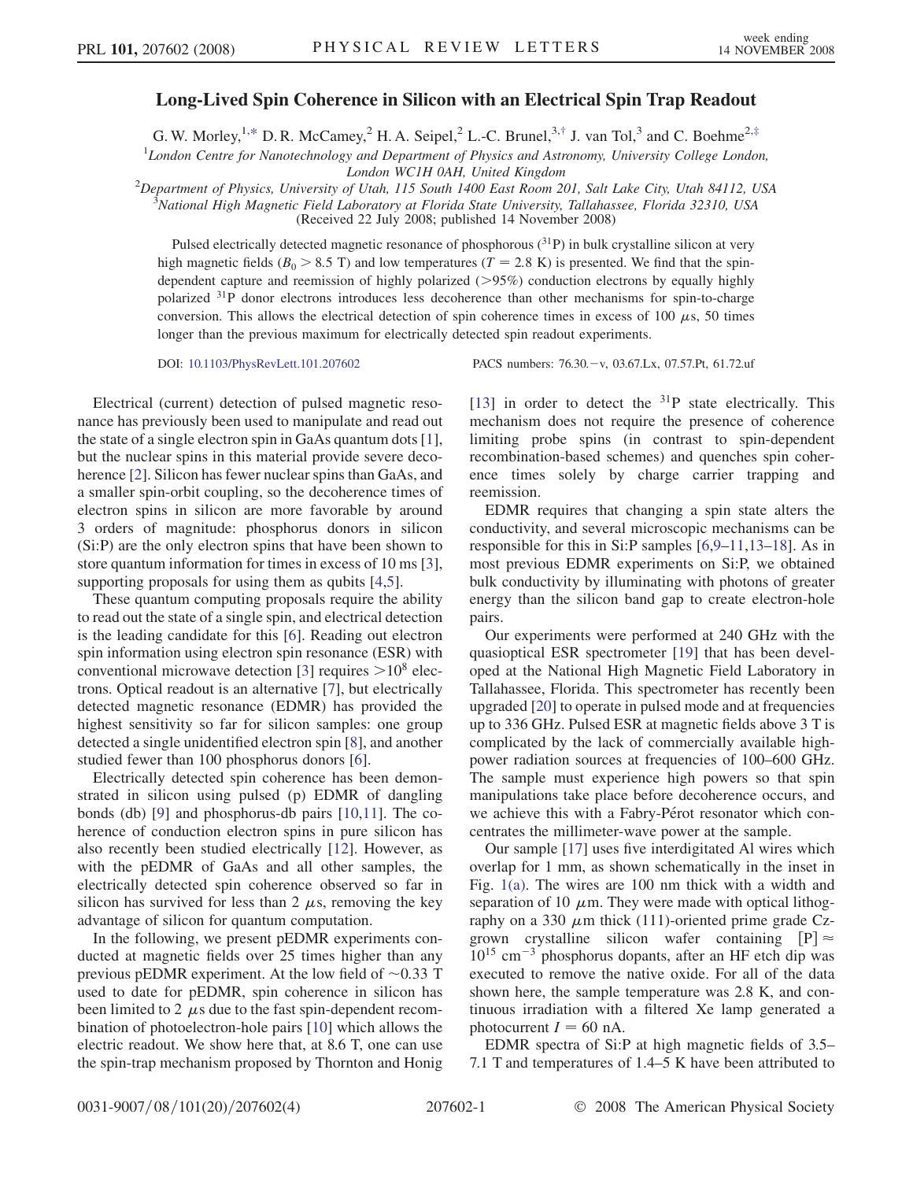# Long-Lived Spin Coherence in Silicon with an Electrical Spin Trap Readout

G. W. Morley,[1,*] D. R. McCamey,[2] H. A. Seipel,[2] L.-C. Brunel,[3,†] J. van Tol,[3] and C. Boehme[2,‡]

[1]London Centre for Nanotechnology and Department of Physics and Astronomy, University College London, London WC1H 0AH, United Kingdom

[2]Department of Physics, University of Utah, 115 South 1400 East Room 201, Salt Lake City, Utah 84112, USA

[3]National High Magnetic Field Laboratory at Florida State University, Tallahassee, Florida 32310, USA

(Received 22 July 2008; published 14 November 2008)

Pulsed electrically detected magnetic resonance of phosphorous ($^{31}$P) in bulk crystalline silicon at very high magnetic fields ($B_0 > 8.5$ T) and low temperatures ($T = 2.8$ K) is presented. We find that the spin-dependent capture and reemission of highly polarized (>95%) conduction electrons by equally highly polarized $^{31}$P donor electrons introduces less decoherence than other mechanisms for spin-to-charge conversion. This allows the electrical detection of spin coherence times in excess of 100 $\mu$s, 50 times longer than the previous maximum for electrically detected spin readout experiments.

DOI: 10.1103/PhysRevLett.101.207602    PACS numbers: 76.30.−v, 03.67.Lx, 07.57.Pt, 61.72.uf

Electrical (current) detection of pulsed magnetic resonance has previously been used to manipulate and read out the state of a single electron spin in GaAs quantum dots [1], but the nuclear spins in this material provide severe decoherence [2]. Silicon has fewer nuclear spins than GaAs, and a smaller spin-orbit coupling, so the decoherence times of electron spins in silicon are more favorable by around 3 orders of magnitude: phosphorus donors in silicon (Si:P) are the only electron spins that have been shown to store quantum information for times in excess of 10 ms [3], supporting proposals for using them as qubits [4,5].

These quantum computing proposals require the ability to read out the state of a single spin, and electrical detection is the leading candidate for this [6]. Reading out electron spin information using electron spin resonance (ESR) with conventional microwave detection [3] requires $>10^8$ electrons. Optical readout is an alternative [7], but electrically detected magnetic resonance (EDMR) has provided the highest sensitivity so far for silicon samples: one group detected a single unidentified electron spin [8], and another studied fewer than 100 phosphorus donors [6].

Electrically detected spin coherence has been demonstrated in silicon using pulsed (p) EDMR of dangling bonds (db) [9] and phosphorus-db pairs [10,11]. The coherence of conduction electron spins in pure silicon has also recently been studied electrically [12]. However, as with the pEDMR of GaAs and all other samples, the electrically detected spin coherence observed so far in silicon has survived for less than 2 $\mu$s, removing the key advantage of silicon for quantum computation.

In the following, we present pEDMR experiments conducted at magnetic fields over 25 times higher than any previous pEDMR experiment. At the low field of ~0.33 T used to date for pEDMR, spin coherence in silicon has been limited to 2 $\mu$s due to the fast spin-dependent recombination of photoelectron-hole pairs [10] which allows the electric readout. We show here that, at 8.6 T, one can use the spin-trap mechanism proposed by Thornton and Honig [13] in order to detect the $^{31}$P state electrically. This mechanism does not require the presence of coherence limiting probe spins (in contrast to spin-dependent recombination-based schemes) and quenches spin coherence times solely by charge carrier trapping and reemission.

EDMR requires that changing a spin state alters the conductivity, and several microscopic mechanisms can be responsible for this in Si:P samples [6,9–11,13–18]. As in most previous EDMR experiments on Si:P, we obtained bulk conductivity by illuminating with photons of greater energy than the silicon band gap to create electron-hole pairs.

Our experiments were performed at 240 GHz with the quasioptical ESR spectrometer [19] that has been developed at the National High Magnetic Field Laboratory in Tallahassee, Florida. This spectrometer has recently been upgraded [20] to operate in pulsed mode and at frequencies up to 336 GHz. Pulsed ESR at magnetic fields above 3 T is complicated by the lack of commercially available high-power radiation sources at frequencies of 100–600 GHz. The sample must experience high powers so that spin manipulations take place before decoherence occurs, and we achieve this with a Fabry-Pérot resonator which concentrates the millimeter-wave power at the sample.

Our sample [17] uses five interdigitated Al wires which overlap for 1 mm, as shown schematically in the inset in Fig. 1(a). The wires are 100 nm thick with a width and separation of 10 $\mu$m. They were made with optical lithography on a 330 $\mu$m thick (111)-oriented prime grade Cz-grown crystalline silicon wafer containing $[\mathrm{P}] \approx 10^{15}$ cm$^{-3}$ phosphorus dopants, after an HF dip was executed to remove the native oxide. For all of the data shown here, the sample temperature was 2.8 K, and continuous irradiation with a filtered Xe lamp generated a photocurrent $I = 60$ nA.

EDMR spectra of Si:P at high magnetic fields of 3.5–7.1 T and temperatures of 1.4–5 K have been attributed to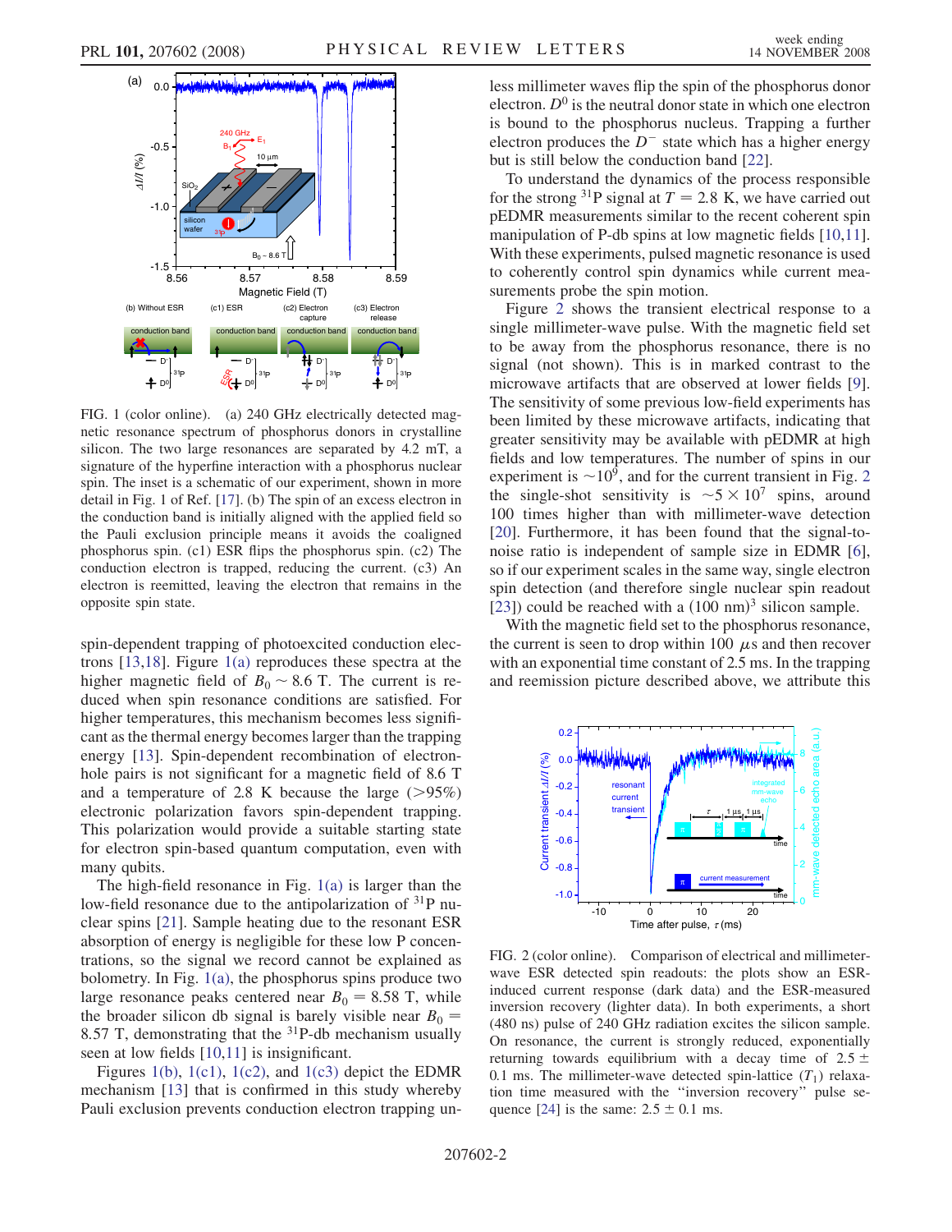(a)

0.0

-0.5

-1.0

-1.5

$\Delta I/I$ (%)

240 GHz

$B_1$

$E_1$

10 μm

$SiO_2$

silicon wafer

$^{31}$P

$B_0$ ~ 8.6 T

8.56 8.57 8.58 8.59

Magnetic Field (T)

(b) Without ESR (c1) ESR (c2) Electron capture (c3) Electron release

conduction band conduction band conduction band conduction band

$D^-$ $D^0$ $^{31}$P ESR

FIG. 1 (color online). (a) 240 GHz electrically detected magnetic resonance spectrum of phosphorus donors in crystalline silicon. The two large resonances are separated by 4.2 mT, a signature of the hyperfine interaction with a phosphorus nuclear spin. The inset is a schematic of our experiment, shown in more detail in Fig. 1 of Ref. [17]. (b) The spin of an excess electron in the conduction band is initially aligned with the applied field so the Pauli exclusion principle means it avoids the coaligned phosphorus spin. (c1) ESR flips the phosphorus spin. (c2) The conduction electron is trapped, reducing the current. (c3) An electron is reemitted, leaving the electron that remains in the opposite spin state.

spin-dependent trapping of photoexcited conduction electrons [13,18]. Figure 1(a) reproduces these spectra at the higher magnetic field of $B_0 \sim 8.6$ T. The current is reduced when spin resonance conditions are satisfied. For higher temperatures, this mechanism becomes less significant as the thermal energy becomes larger than the trapping energy [13]. Spin-dependent recombination of electron-hole pairs is not significant for a magnetic field of 8.6 T and a temperature of 2.8 K because the large (>95%) electronic polarization favors spin-dependent trapping. This polarization would provide a suitable starting state for electron spin-based quantum computation, even with many qubits.

The high-field resonance in Fig. 1(a) is larger than the low-field resonance due to the antipolarization of $^{31}$P nuclear spins [21]. Sample heating due to the resonant ESR absorption of energy is negligible for these low P concentrations, so the signal we record cannot be explained as bolometry. In Fig. 1(a), the phosphorus spins produce two large resonance peaks centered near $B_0 = 8.58$ T, while the broader silicon db signal is barely visible near $B_0 = 8.57$ T, demonstrating that the $^{31}$P-db mechanism usually seen at low fields [10,11] is insignificant.

Figures 1(b), 1(c1), 1(c2), and 1(c3) depict the EDMR mechanism [13] that is confirmed in this study whereby Pauli exclusion prevents conduction electron trapping unless millimeter waves flip the spin of the phosphorus donor electron. $D^0$ is the neutral donor state in which one electron is bound to the phosphorus nucleus. Trapping a further electron produces the $D^-$ state which has a higher energy but is still below the conduction band [22].

To understand the dynamics of the process responsible for the strong $^{31}$P signal at $T = 2.8$ K, we have carried out pEDMR measurements similar to the recent coherent spin manipulation of P-db spins at low magnetic fields [10,11]. With these experiments, pulsed magnetic resonance is used to coherently control spin dynamics while current measurements probe the spin motion.

Figure 2 shows the transient electrical response to a single millimeter-wave pulse. With the magnetic field set to be away from the phosphorus resonance, there is no signal (not shown). This is in marked contrast to the microwave artifacts that are observed at lower fields [9]. The sensitivity of some previous low-field experiments has been limited by these microwave artifacts, indicating that greater sensitivity may be available with pEDMR at high fields and low temperatures. The number of spins in our experiment is $\sim 10^9$, and for the current transient in Fig. 2 the single-shot sensitivity is $\sim 5 \times 10^7$ spins, around 100 times higher than with millimeter-wave detection [20]. Furthermore, it has been found that the signal-to-noise ratio is independent of sample size in EDMR [6], so if our experiment scales in the same way, single electron spin detection (and therefore single nuclear spin readout [23]) could be reached with a $(100\ \text{nm})^3$ silicon sample.

With the magnetic field set to the phosphorus resonance, the current is seen to drop within 100 μs and then recover with an exponential time constant of 2.5 ms. In the trapping and reemission picture described above, we attribute this

Current transient $\Delta I/I$ (%)

0.2 0.0 -0.2 -0.4 -0.6 -0.8 -1.0

resonant current transient

integrated mm-wave echo

$\tau$ 1 μs 1 μs

π π/2 π

time

π current measurement

time

mm-wave detected echo area (a.u.)

8 6 4 2 0

-10 0 10 20

Time after pulse, $\tau$ (ms)

FIG. 2 (color online). Comparison of electrical and millimeter-wave ESR detected spin readouts: the plots show an ESR-induced current response (dark data) and the ESR-measured inversion recovery (lighter data). In both experiments, a short (480 ns) pulse of 240 GHz radiation excites the silicon sample. On resonance, the current is strongly reduced, exponentially returning towards equilibrium with a decay time of $2.5 \pm 0.1$ ms. The millimeter-wave detected spin-lattice ($T_1$) relaxation time measured with the "inversion recovery" pulse sequence [24] is the same: $2.5 \pm 0.1$ ms.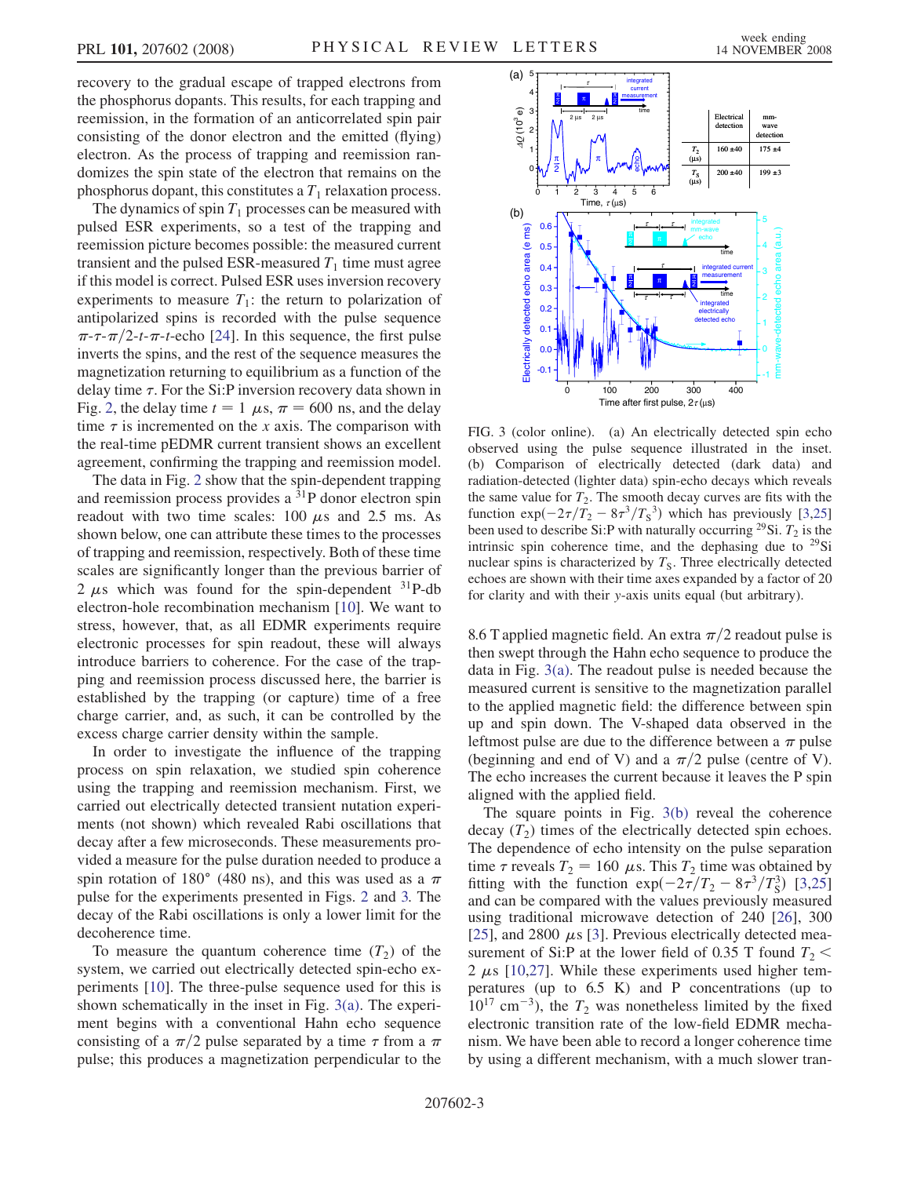recovery to the gradual escape of trapped electrons from the phosphorus dopants. This results, for each trapping and reemission, in the formation of an anticorrelated spin pair consisting of the donor electron and the emitted (flying) electron. As the process of trapping and reemission randomizes the spin state of the electron that remains on the phosphorus dopant, this constitutes a $T_1$ relaxation process.

The dynamics of spin $T_1$ processes can be measured with pulsed ESR experiments, so a test of the trapping and reemission picture becomes possible: the measured current transient and the pulsed ESR-measured $T_1$ time must agree if this model is correct. Pulsed ESR uses inversion recovery experiments to measure $T_1$: the return to polarization of antipolarized spins is recorded with the pulse sequence $\pi$-$\tau$-$\pi/2$-$t$-$\pi$-$t$-echo [24]. In this sequence, the first pulse inverts the spins, and the rest of the sequence measures the magnetization returning to equilibrium as a function of the delay time $\tau$. For the Si:P inversion recovery data shown in Fig. 2, the delay time $t = 1$ $\mu$s, $\pi = 600$ ns, and the delay time $\tau$ is incremented on the $x$ axis. The comparison with the real-time pEDMR current transient shows an excellent agreement, confirming the trapping and reemission model.

The data in Fig. 2 show that the spin-dependent trapping and reemission process provides a $^{31}$P donor electron spin readout with two time scales: 100 $\mu$s and 2.5 ms. As shown below, one can attribute these times to the processes of trapping and reemission, respectively. Both of these time scales are significantly longer than the previous barrier of 2 $\mu$s which was found for the spin-dependent $^{31}$P-db electron-hole recombination mechanism [10]. We want to stress, however, that, as all EDMR experiments require electronic processes for spin readout, these will always introduce barriers to coherence. For the case of the trapping and reemission process discussed here, the barrier is established by the trapping (or capture) time of a free charge carrier, and, as such, it can be controlled by the excess charge carrier density within the sample.

In order to investigate the influence of the trapping process on spin relaxation, we studied spin coherence using the trapping and reemission mechanism. First, we carried out electrically detected transient nutation experiments (not shown) which revealed Rabi oscillations that decay after a few microseconds. These measurements provided a measure for the pulse duration needed to produce a spin rotation of 180° (480 ns), and this was used as a $\pi$ pulse for the experiments presented in Figs. 2 and 3. The decay of the Rabi oscillations is only a lower limit for the decoherence time.

To measure the quantum coherence time ($T_2$) of the system, we carried out electrically detected spin-echo experiments [10]. The three-pulse sequence used for this is shown schematically in the inset in Fig. 3(a). The experiment begins with a conventional Hahn echo sequence consisting of a $\pi/2$ pulse separated by a time $\tau$ from a $\pi$ pulse; this produces a magnetization perpendicular to the 8.6 T applied magnetic field. An extra $\pi/2$ readout pulse is then swept through the Hahn echo sequence to produce the data in Fig. 3(a). The readout pulse is needed because the measured current is sensitive to the magnetization parallel to the applied magnetic field: the difference between spin up and spin down. The V-shaped data observed in the leftmost pulse are due to the difference between a $\pi$ pulse (beginning and end of V) and a $\pi/2$ pulse (centre of V). The echo increases the current because it leaves the P spin aligned with the applied field.

(a)
$\Delta Q$ ($10^3$ e)
Time, $\tau$ ($\mu$s)
integrated current measurement
2 $\mu$s 2 $\mu$s
time
$\pi/2$ $\pi$ echo

| | Electrical detection | mm-wave detection |
|---|---|---|
| $T_2$ ($\mu$s) | 160 ±40 | 175 ±4 |
| $T_S$ ($\mu$s) | 200 ±40 | 199 ±3 |

(b)
Electrically detected echo area (e ms)
mm-wave-detected echo area (a.u.)
Time after first pulse, $2\tau$ ($\mu$s)
integrated mm-wave echo
integrated current measurement
integrated electrically detected echo
time

FIG. 3 (color online). (a) An electrically detected spin echo observed using the pulse sequence illustrated in the inset. (b) Comparison of electrically detected (dark data) and radiation-detected (lighter data) spin-echo decays which reveals the same value for $T_2$. The smooth decay curves are fits with the function $\exp(-2\tau/T_2 - 8\tau^3/T_S{}^3)$ which has previously [3,25] been used to describe Si:P with naturally occurring $^{29}$Si. $T_2$ is the intrinsic spin coherence time, and the dephasing due to $^{29}$Si nuclear spins is characterized by $T_S$. Three electrically detected echoes are shown with their time axes expanded by a factor of 20 for clarity and with their $y$-axis units equal (but arbitrary).

The square points in Fig. 3(b) reveal the coherence decay ($T_2$) times of the electrically detected spin echoes. The dependence of echo intensity on the pulse separation time $\tau$ reveals $T_2 = 160$ $\mu$s. This $T_2$ time was obtained by fitting with the function $\exp(-2\tau/T_2 - 8\tau^3/T_S^3)$ [3,25] and can be compared with the values previously measured using traditional microwave detection of 240 [26], 300 [25], and 2800 $\mu$s [3]. Previous electrically detected measurement of Si:P at the lower field of 0.35 T found $T_2 <$ 2 $\mu$s [10,27]. While these experiments used higher temperatures (up to 6.5 K) and P concentrations (up to $10^{17}$ cm$^{-3}$), the $T_2$ was nonetheless limited by the fixed electronic transition rate of the low-field EDMR mechanism. We have been able to record a longer coherence time by using a different mechanism, with a much slower tran-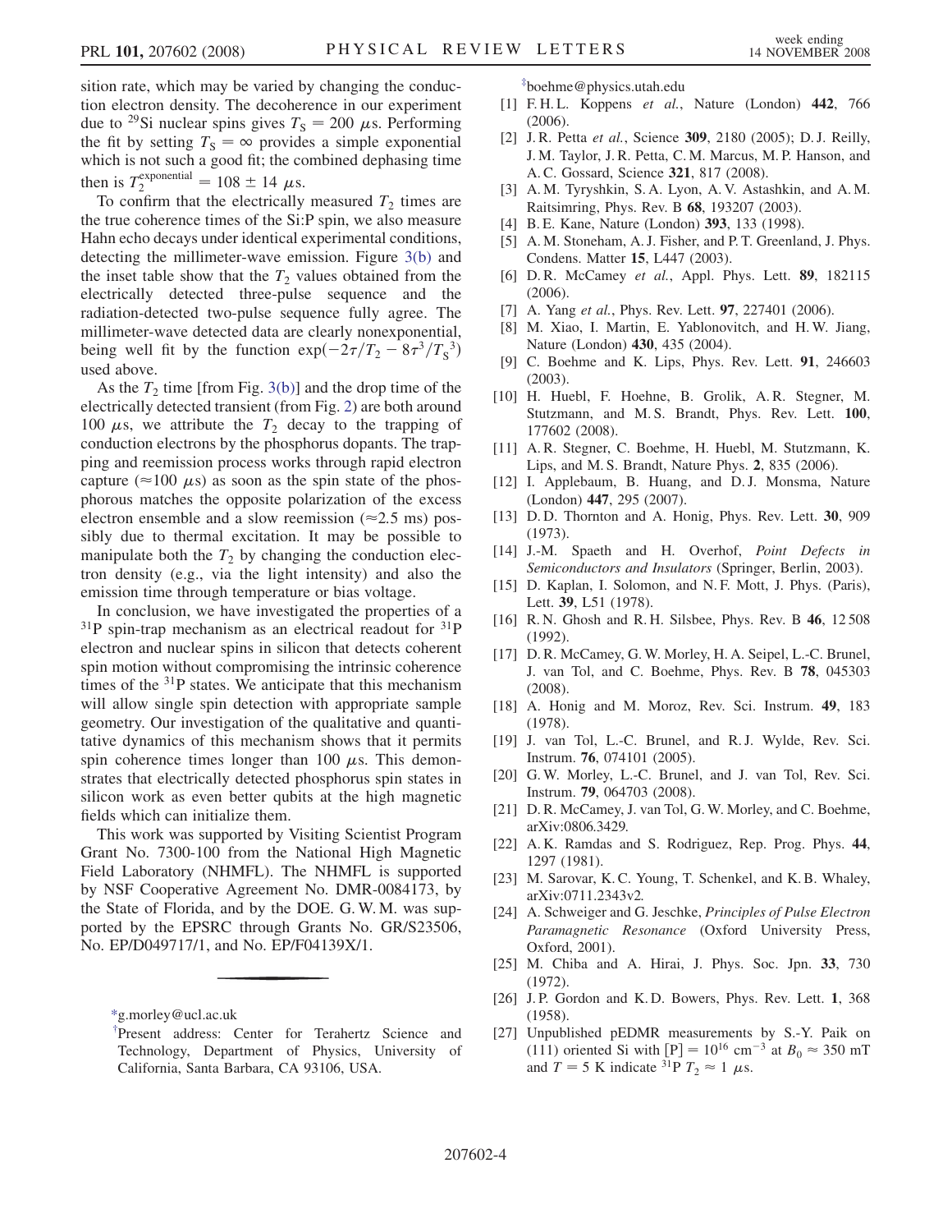sition rate, which may be varied by changing the conduction electron density. The decoherence in our experiment due to $^{29}$Si nuclear spins gives $T_S = 200\ \mu$s. Performing the fit by setting $T_S = \infty$ provides a simple exponential which is not such a good fit; the combined dephasing time then is $T_2^{\text{exponential}} = 108 \pm 14\ \mu$s.

To confirm that the electrically measured $T_2$ times are the true coherence times of the Si:P spin, we also measure Hahn echo decays under identical experimental conditions, detecting the millimeter-wave emission. Figure 3(b) and the inset table show that the $T_2$ values obtained from the electrically detected three-pulse sequence and the radiation-detected two-pulse sequence fully agree. The millimeter-wave detected data are clearly nonexponential, being well fit by the function $\exp(-2\tau/T_2 - 8\tau^3/T_S{}^3)$ used above.

As the $T_2$ time [from Fig. 3(b)] and the drop time of the electrically detected transient (from Fig. 2) are both around 100 $\mu$s, we attribute the $T_2$ decay to the trapping of conduction electrons by the phosphorus dopants. The trapping and reemission process works through rapid electron capture ($\approx$100 $\mu$s) as soon as the spin state of the phosphorous matches the opposite polarization of the excess electron ensemble and a slow reemission ($\approx$2.5 ms) possibly due to thermal excitation. It may be possible to manipulate both the $T_2$ by changing the conduction electron density (e.g., via the light intensity) and also the emission time through temperature or bias voltage.

In conclusion, we have investigated the properties of a $^{31}$P spin-trap mechanism as an electrical readout for $^{31}$P electron and nuclear spins in silicon that detects coherent spin motion without compromising the intrinsic coherence times of the $^{31}$P states. We anticipate that this mechanism will allow single spin detection with appropriate sample geometry. Our investigation of the qualitative and quantitative dynamics of this mechanism shows that it permits spin coherence times longer than 100 $\mu$s. This demonstrates that electrically detected phosphorus spin states in silicon work as even better qubits at the high magnetic fields which can initialize them.

This work was supported by Visiting Scientist Program Grant No. 7300-100 from the National High Magnetic Field Laboratory (NHMFL). The NHMFL is supported by NSF Cooperative Agreement No. DMR-0084173, by the State of Florida, and by the DOE. G. W. M. was supported by the EPSRC through Grants No. GR/S23506, No. EP/D049717/1, and No. EP/F04139X/1.

---

[*]g.morley@ucl.ac.uk

[†]Present address: Center for Terahertz Science and Technology, Department of Physics, University of California, Santa Barbara, CA 93106, USA.

[‡]boehme@physics.utah.edu

[1] F. H. L. Koppens *et al.*, Nature (London) **442**, 766 (2006).

[2] J. R. Petta *et al.*, Science **309**, 2180 (2005); D. J. Reilly, J. M. Taylor, J. R. Petta, C. M. Marcus, M. P. Hanson, and A. C. Gossard, Science **321**, 817 (2008).

[3] A. M. Tyryshkin, S. A. Lyon, A. V. Astashkin, and A. M. Raitsimring, Phys. Rev. B **68**, 193207 (2003).

[4] B. E. Kane, Nature (London) **393**, 133 (1998).

[5] A. M. Stoneham, A. J. Fisher, and P. T. Greenland, J. Phys. Condens. Matter **15**, L447 (2003).

[6] D. R. McCamey *et al.*, Appl. Phys. Lett. **89**, 182115 (2006).

[7] A. Yang *et al.*, Phys. Rev. Lett. **97**, 227401 (2006).

[8] M. Xiao, I. Martin, E. Yablonovitch, and H. W. Jiang, Nature (London) **430**, 435 (2004).

[9] C. Boehme and K. Lips, Phys. Rev. Lett. **91**, 246603 (2003).

[10] H. Huebl, F. Hoehne, B. Grolik, A. R. Stegner, M. Stutzmann, and M. S. Brandt, Phys. Rev. Lett. **100**, 177602 (2008).

[11] A. R. Stegner, C. Boehme, H. Huebl, M. Stutzmann, K. Lips, and M. S. Brandt, Nature Phys. **2**, 835 (2006).

[12] I. Applebaum, B. Huang, and D. J. Monsma, Nature (London) **447**, 295 (2007).

[13] D. D. Thornton and A. Honig, Phys. Rev. Lett. **30**, 909 (1973).

[14] J.-M. Spaeth and H. Overhof, *Point Defects in Semiconductors and Insulators* (Springer, Berlin, 2003).

[15] D. Kaplan, I. Solomon, and N. F. Mott, J. Phys. (Paris), Lett. **39**, L51 (1978).

[16] R. N. Ghosh and R. H. Silsbee, Phys. Rev. B **46**, 12 508 (1992).

[17] D. R. McCamey, G. W. Morley, H. A. Seipel, L.-C. Brunel, J. van Tol, and C. Boehme, Phys. Rev. B **78**, 045303 (2008).

[18] A. Honig and M. Moroz, Rev. Sci. Instrum. **49**, 183 (1978).

[19] J. van Tol, L.-C. Brunel, and R. J. Wylde, Rev. Sci. Instrum. **76**, 074101 (2005).

[20] G. W. Morley, L.-C. Brunel, and J. van Tol, Rev. Sci. Instrum. **79**, 064703 (2008).

[21] D. R. McCamey, J. van Tol, G. W. Morley, and C. Boehme, arXiv:0806.3429.

[22] A. K. Ramdas and S. Rodriguez, Rep. Prog. Phys. **44**, 1297 (1981).

[23] M. Sarovar, K. C. Young, T. Schenkel, and K. B. Whaley, arXiv:0711.2343v2.

[24] A. Schweiger and G. Jeschke, *Principles of Pulse Electron Paramagnetic Resonance* (Oxford University Press, Oxford, 2001).

[25] M. Chiba and A. Hirai, J. Phys. Soc. Jpn. **33**, 730 (1972).

[26] J. P. Gordon and K. D. Bowers, Phys. Rev. Lett. **1**, 368 (1958).

[27] Unpublished pEDMR measurements by S.-Y. Paik on (111) oriented Si with [P] = $10^{16}$ cm$^{-3}$ at $B_0 \approx 350$ mT and $T = 5$ K indicate $^{31}$P $T_2 \approx 1\ \mu$s.